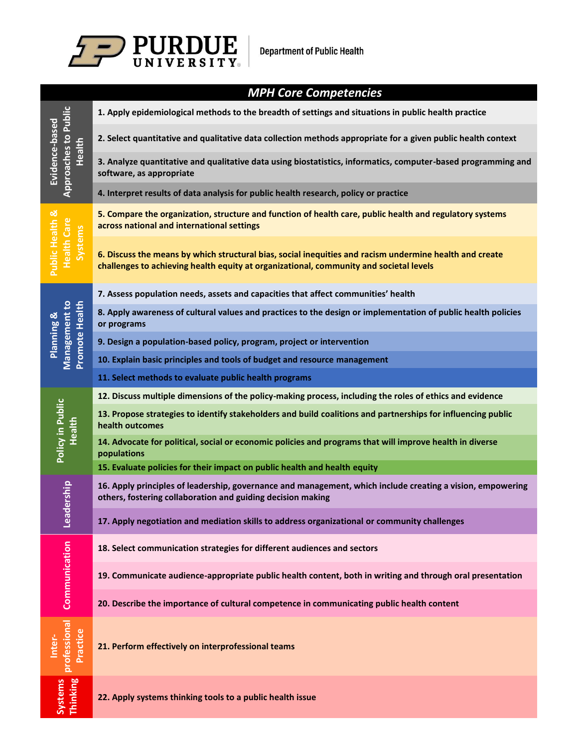Purdue University — Department of Public Health

## MPH Core Competencies

| Domain | Competency |
|---|---|
| Evidence-based Approaches to Public Health | 1. Apply epidemiological methods to the breadth of settings and situations in public health practice |
| | 2. Select quantitative and qualitative data collection methods appropriate for a given public health context |
| | 3. Analyze quantitative and qualitative data using biostatistics, informatics, computer-based programming and software, as appropriate |
| | 4. Interpret results of data analysis for public health research, policy or practice |
| Public Health & Health Care Systems | 5. Compare the organization, structure and function of health care, public health and regulatory systems across national and international settings |
| | 6. Discuss the means by which structural bias, social inequities and racism undermine health and create challenges to achieving health equity at organizational, community and societal levels |
| Planning & Management to Promote Health | 7. Assess population needs, assets and capacities that affect communities' health |
| | 8. Apply awareness of cultural values and practices to the design or implementation of public health policies or programs |
| | 9. Design a population-based policy, program, project or intervention |
| | 10. Explain basic principles and tools of budget and resource management |
| | 11. Select methods to evaluate public health programs |
| Policy in Public Health | 12. Discuss multiple dimensions of the policy-making process, including the roles of ethics and evidence |
| | 13. Propose strategies to identify stakeholders and build coalitions and partnerships for influencing public health outcomes |
| | 14. Advocate for political, social or economic policies and programs that will improve health in diverse populations |
| | 15. Evaluate policies for their impact on public health and health equity |
| Leadership | 16. Apply principles of leadership, governance and management, which include creating a vision, empowering others, fostering collaboration and guiding decision making |
| | 17. Apply negotiation and mediation skills to address organizational or community challenges |
| Communication | 18. Select communication strategies for different audiences and sectors |
| | 19. Communicate audience-appropriate public health content, both in writing and through oral presentation |
| | 20. Describe the importance of cultural competence in communicating public health content |
| Inter-professional Practice | 21. Perform effectively on interprofessional teams |
| Systems Thinking | 22. Apply systems thinking tools to a public health issue |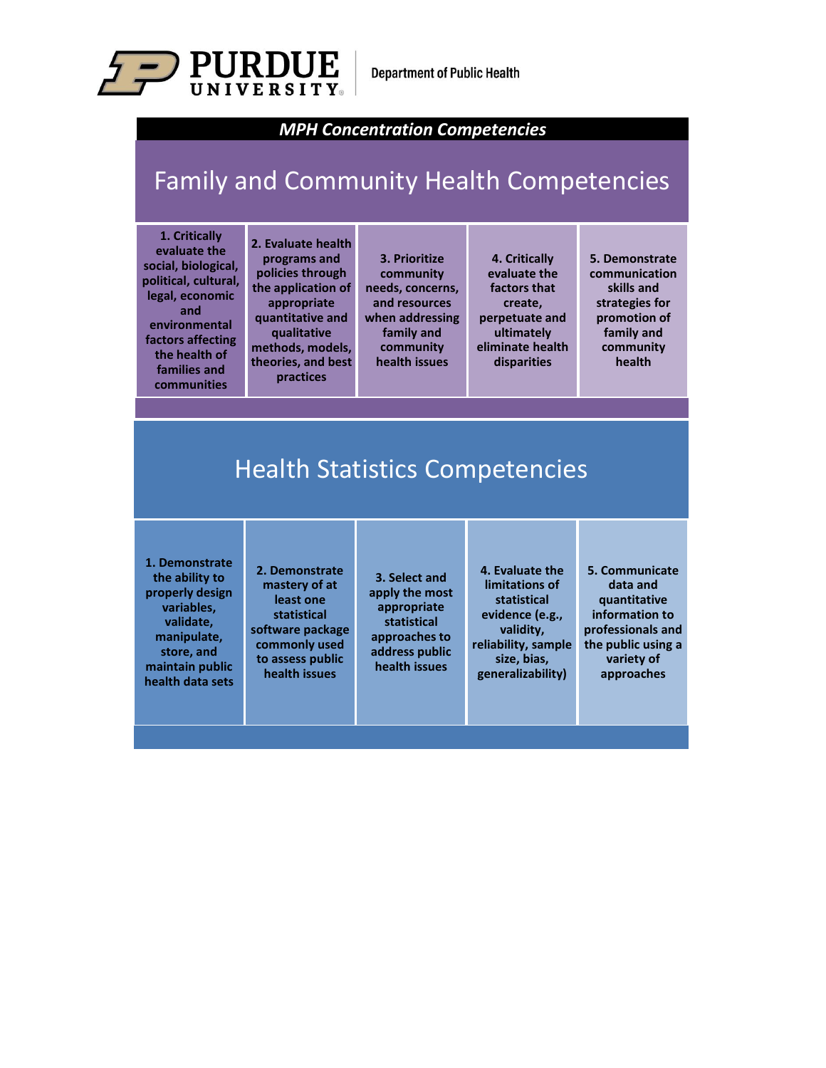Purdue University Department of Public Health

***MPH Concentration Competencies***

# Family and Community Health Competencies

| | | | | |
|---|---|---|---|---|
| **1. Critically evaluate the social, biological, political, cultural, legal, economic and environmental factors affecting the health of families and communities** | **2. Evaluate health programs and policies through the application of appropriate quantitative and qualitative methods, models, theories, and best practices** | **3. Prioritize community needs, concerns, and resources when addressing family and community health issues** | **4. Critically evaluate the factors that create, perpetuate and ultimately eliminate health disparities** | **5. Demonstrate communication skills and strategies for promotion of family and community health** |

# Health Statistics Competencies

| | | | | |
|---|---|---|---|---|
| **1. Demonstrate the ability to properly design variables, validate, manipulate, store, and maintain public health data sets** | **2. Demonstrate mastery of at least one statistical software package commonly used to assess public health issues** | **3. Select and apply the most appropriate statistical approaches to address public health issues** | **4. Evaluate the limitations of statistical evidence (e.g., validity, reliability, sample size, bias, generalizability)** | **5. Communicate data and quantitative information to professionals and the public using a variety of approaches** |